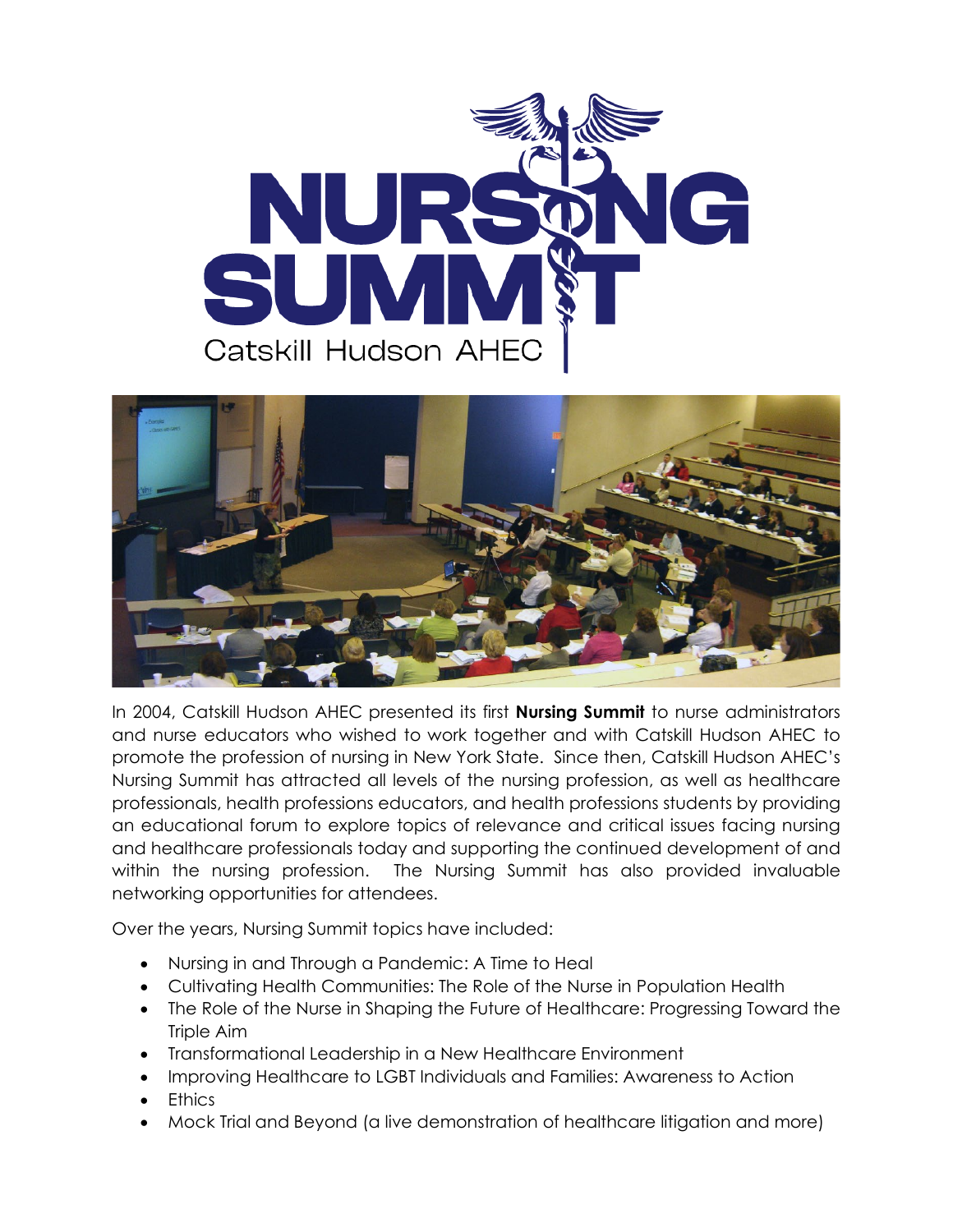# NURSING SUMMIT

Catskill Hudson AHEC

In 2004, Catskill Hudson AHEC presented its first **Nursing Summit** to nurse administrators and nurse educators who wished to work together and with Catskill Hudson AHEC to promote the profession of nursing in New York State. Since then, Catskill Hudson AHEC's Nursing Summit has attracted all levels of the nursing profession, as well as healthcare professionals, health professions educators, and health professions students by providing an educational forum to explore topics of relevance and critical issues facing nursing and healthcare professionals today and supporting the continued development of and within the nursing profession. The Nursing Summit has also provided invaluable networking opportunities for attendees.

Over the years, Nursing Summit topics have included:

- Nursing in and Through a Pandemic: A Time to Heal
- Cultivating Health Communities: The Role of the Nurse in Population Health
- The Role of the Nurse in Shaping the Future of Healthcare: Progressing Toward the Triple Aim
- Transformational Leadership in a New Healthcare Environment
- Improving Healthcare to LGBT Individuals and Families: Awareness to Action
- Ethics
- Mock Trial and Beyond (a live demonstration of healthcare litigation and more)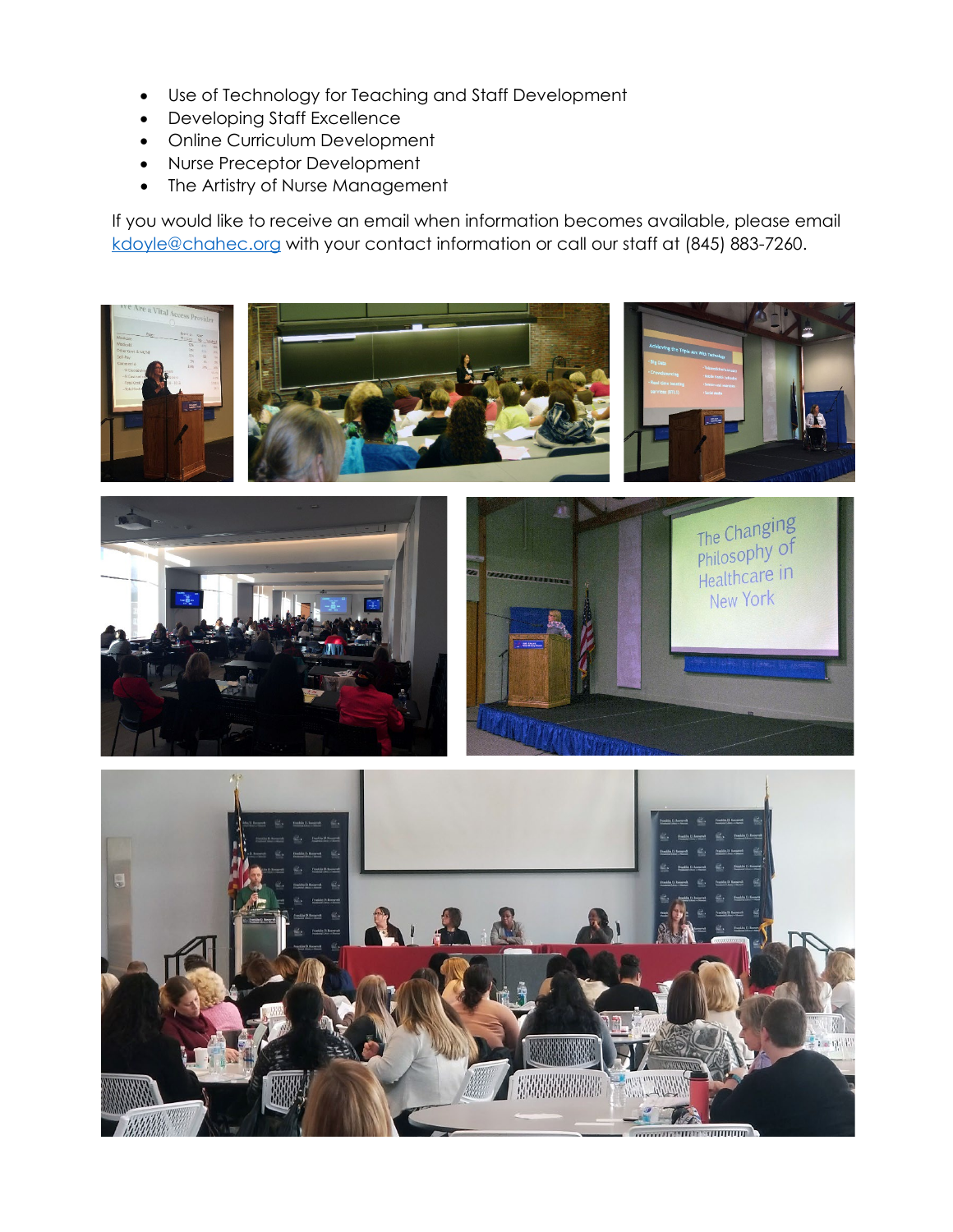- Use of Technology for Teaching and Staff Development
- Developing Staff Excellence
- Online Curriculum Development
- Nurse Preceptor Development
- The Artistry of Nurse Management

If you would like to receive an email when information becomes available, please email kdoyle@chahec.org with your contact information or call our staff at (845) 883-7260.